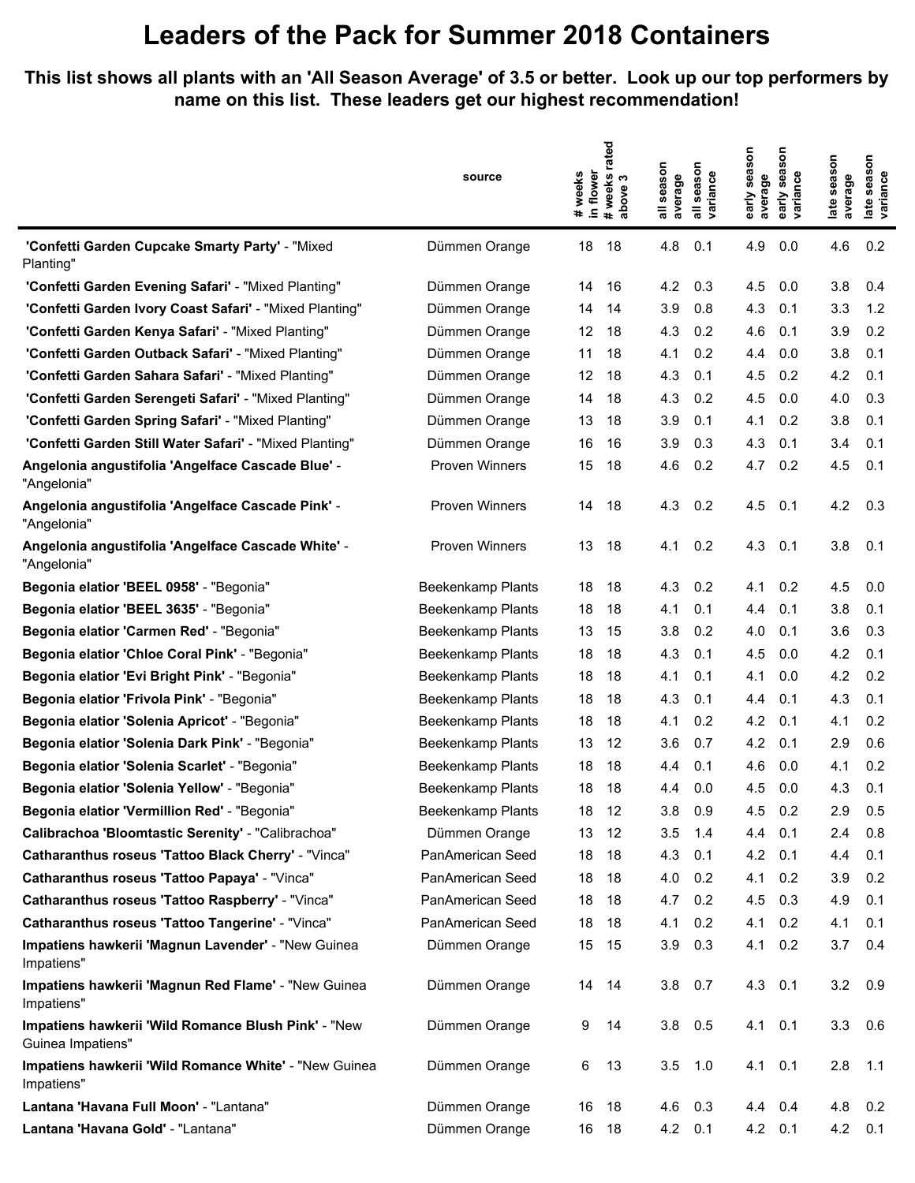# Leaders of the Pack for Summer 2018 Containers

**This list shows all plants with an 'All Season Average' of 3.5 or better. Look up our top performers by name on this list. These leaders get our highest recommendation!**

| | source | # weeks in flower | # weeks rated above 3 | all season average | all season variance | early season average | early season variance | late season average | late season variance |
|---|---|---|---|---|---|---|---|---|---|
| **'Confetti Garden Cupcake Smarty Party'** - "Mixed Planting" | Dümmen Orange | 18 | 18 | 4.8 | 0.1 | 4.9 | 0.0 | 4.6 | 0.2 |
| **'Confetti Garden Evening Safari'** - "Mixed Planting" | Dümmen Orange | 14 | 16 | 4.2 | 0.3 | 4.5 | 0.0 | 3.8 | 0.4 |
| **'Confetti Garden Ivory Coast Safari'** - "Mixed Planting" | Dümmen Orange | 14 | 14 | 3.9 | 0.8 | 4.3 | 0.1 | 3.3 | 1.2 |
| **'Confetti Garden Kenya Safari'** - "Mixed Planting" | Dümmen Orange | 12 | 18 | 4.3 | 0.2 | 4.6 | 0.1 | 3.9 | 0.2 |
| **'Confetti Garden Outback Safari'** - "Mixed Planting" | Dümmen Orange | 11 | 18 | 4.1 | 0.2 | 4.4 | 0.0 | 3.8 | 0.1 |
| **'Confetti Garden Sahara Safari'** - "Mixed Planting" | Dümmen Orange | 12 | 18 | 4.3 | 0.1 | 4.5 | 0.2 | 4.2 | 0.1 |
| **'Confetti Garden Serengeti Safari'** - "Mixed Planting" | Dümmen Orange | 14 | 18 | 4.3 | 0.2 | 4.5 | 0.0 | 4.0 | 0.3 |
| **'Confetti Garden Spring Safari'** - "Mixed Planting" | Dümmen Orange | 13 | 18 | 3.9 | 0.1 | 4.1 | 0.2 | 3.8 | 0.1 |
| **'Confetti Garden Still Water Safari'** - "Mixed Planting" | Dümmen Orange | 16 | 16 | 3.9 | 0.3 | 4.3 | 0.1 | 3.4 | 0.1 |
| **Angelonia angustifolia 'Angelface Cascade Blue'** - "Angelonia" | Proven Winners | 15 | 18 | 4.6 | 0.2 | 4.7 | 0.2 | 4.5 | 0.1 |
| **Angelonia angustifolia 'Angelface Cascade Pink'** - "Angelonia" | Proven Winners | 14 | 18 | 4.3 | 0.2 | 4.5 | 0.1 | 4.2 | 0.3 |
| **Angelonia angustifolia 'Angelface Cascade White'** - "Angelonia" | Proven Winners | 13 | 18 | 4.1 | 0.2 | 4.3 | 0.1 | 3.8 | 0.1 |
| **Begonia elatior 'BEEL 0958'** - "Begonia" | Beekenkamp Plants | 18 | 18 | 4.3 | 0.2 | 4.1 | 0.2 | 4.5 | 0.0 |
| **Begonia elatior 'BEEL 3635'** - "Begonia" | Beekenkamp Plants | 18 | 18 | 4.1 | 0.1 | 4.4 | 0.1 | 3.8 | 0.1 |
| **Begonia elatior 'Carmen Red'** - "Begonia" | Beekenkamp Plants | 13 | 15 | 3.8 | 0.2 | 4.0 | 0.1 | 3.6 | 0.3 |
| **Begonia elatior 'Chloe Coral Pink'** - "Begonia" | Beekenkamp Plants | 18 | 18 | 4.3 | 0.1 | 4.5 | 0.0 | 4.2 | 0.1 |
| **Begonia elatior 'Evi Bright Pink'** - "Begonia" | Beekenkamp Plants | 18 | 18 | 4.1 | 0.1 | 4.1 | 0.0 | 4.2 | 0.2 |
| **Begonia elatior 'Frivola Pink'** - "Begonia" | Beekenkamp Plants | 18 | 18 | 4.3 | 0.1 | 4.4 | 0.1 | 4.3 | 0.1 |
| **Begonia elatior 'Solenia Apricot'** - "Begonia" | Beekenkamp Plants | 18 | 18 | 4.1 | 0.2 | 4.2 | 0.1 | 4.1 | 0.2 |
| **Begonia elatior 'Solenia Dark Pink'** - "Begonia" | Beekenkamp Plants | 13 | 12 | 3.6 | 0.7 | 4.2 | 0.1 | 2.9 | 0.6 |
| **Begonia elatior 'Solenia Scarlet'** - "Begonia" | Beekenkamp Plants | 18 | 18 | 4.4 | 0.1 | 4.6 | 0.0 | 4.1 | 0.2 |
| **Begonia elatior 'Solenia Yellow'** - "Begonia" | Beekenkamp Plants | 18 | 18 | 4.4 | 0.0 | 4.5 | 0.0 | 4.3 | 0.1 |
| **Begonia elatior 'Vermillion Red'** - "Begonia" | Beekenkamp Plants | 18 | 12 | 3.8 | 0.9 | 4.5 | 0.2 | 2.9 | 0.5 |
| **Calibrachoa 'Bloomtastic Serenity'** - "Calibrachoa" | Dümmen Orange | 13 | 12 | 3.5 | 1.4 | 4.4 | 0.1 | 2.4 | 0.8 |
| **Catharanthus roseus 'Tattoo Black Cherry'** - "Vinca" | PanAmerican Seed | 18 | 18 | 4.3 | 0.1 | 4.2 | 0.1 | 4.4 | 0.1 |
| **Catharanthus roseus 'Tattoo Papaya'** - "Vinca" | PanAmerican Seed | 18 | 18 | 4.0 | 0.2 | 4.1 | 0.2 | 3.9 | 0.2 |
| **Catharanthus roseus 'Tattoo Raspberry'** - "Vinca" | PanAmerican Seed | 18 | 18 | 4.7 | 0.2 | 4.5 | 0.3 | 4.9 | 0.1 |
| **Catharanthus roseus 'Tattoo Tangerine'** - "Vinca" | PanAmerican Seed | 18 | 18 | 4.1 | 0.2 | 4.1 | 0.2 | 4.1 | 0.1 |
| **Impatiens hawkerii 'Magnun Lavender'** - "New Guinea Impatiens" | Dümmen Orange | 15 | 15 | 3.9 | 0.3 | 4.1 | 0.2 | 3.7 | 0.4 |
| **Impatiens hawkerii 'Magnun Red Flame'** - "New Guinea Impatiens" | Dümmen Orange | 14 | 14 | 3.8 | 0.7 | 4.3 | 0.1 | 3.2 | 0.9 |
| **Impatiens hawkerii 'Wild Romance Blush Pink'** - "New Guinea Impatiens" | Dümmen Orange | 9 | 14 | 3.8 | 0.5 | 4.1 | 0.1 | 3.3 | 0.6 |
| **Impatiens hawkerii 'Wild Romance White'** - "New Guinea Impatiens" | Dümmen Orange | 6 | 13 | 3.5 | 1.0 | 4.1 | 0.1 | 2.8 | 1.1 |
| **Lantana 'Havana Full Moon'** - "Lantana" | Dümmen Orange | 16 | 18 | 4.6 | 0.3 | 4.4 | 0.4 | 4.8 | 0.2 |
| **Lantana 'Havana Gold'** - "Lantana" | Dümmen Orange | 16 | 18 | 4.2 | 0.1 | 4.2 | 0.1 | 4.2 | 0.1 |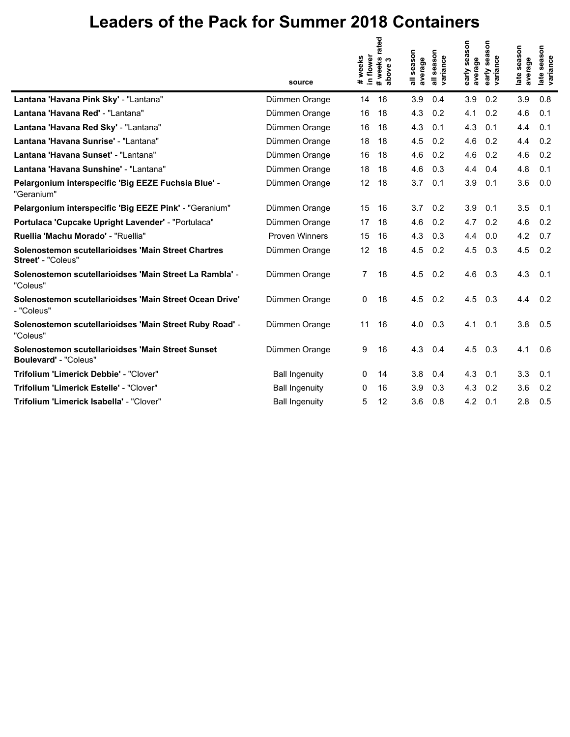# Leaders of the Pack for Summer 2018 Containers

| | source | # weeks in flower | # weeks rated above 3 | all season average | all season variance | early season average | early season variance | late season average | late season variance |
|---|---|---|---|---|---|---|---|---|---|
| **Lantana 'Havana Pink Sky'** - "Lantana" | Dümmen Orange | 14 | 16 | 3.9 | 0.4 | 3.9 | 0.2 | 3.9 | 0.8 |
| **Lantana 'Havana Red'** - "Lantana" | Dümmen Orange | 16 | 18 | 4.3 | 0.2 | 4.1 | 0.2 | 4.6 | 0.1 |
| **Lantana 'Havana Red Sky'** - "Lantana" | Dümmen Orange | 16 | 18 | 4.3 | 0.1 | 4.3 | 0.1 | 4.4 | 0.1 |
| **Lantana 'Havana Sunrise'** - "Lantana" | Dümmen Orange | 18 | 18 | 4.5 | 0.2 | 4.6 | 0.2 | 4.4 | 0.2 |
| **Lantana 'Havana Sunset'** - "Lantana" | Dümmen Orange | 16 | 18 | 4.6 | 0.2 | 4.6 | 0.2 | 4.6 | 0.2 |
| **Lantana 'Havana Sunshine'** - "Lantana" | Dümmen Orange | 18 | 18 | 4.6 | 0.3 | 4.4 | 0.4 | 4.8 | 0.1 |
| **Pelargonium interspecific 'Big EEZE Fuchsia Blue'** - "Geranium" | Dümmen Orange | 12 | 18 | 3.7 | 0.1 | 3.9 | 0.1 | 3.6 | 0.0 |
| **Pelargonium interspecific 'Big EEZE Pink'** - "Geranium" | Dümmen Orange | 15 | 16 | 3.7 | 0.2 | 3.9 | 0.1 | 3.5 | 0.1 |
| **Portulaca 'Cupcake Upright Lavender'** - "Portulaca" | Dümmen Orange | 17 | 18 | 4.6 | 0.2 | 4.7 | 0.2 | 4.6 | 0.2 |
| **Ruellia 'Machu Morado'** - "Ruellia" | Proven Winners | 15 | 16 | 4.3 | 0.3 | 4.4 | 0.0 | 4.2 | 0.7 |
| **Solenostemon scutellarioidses 'Main Street Chartres Street'** - "Coleus" | Dümmen Orange | 12 | 18 | 4.5 | 0.2 | 4.5 | 0.3 | 4.5 | 0.2 |
| **Solenostemon scutellarioidses 'Main Street La Rambla'** - "Coleus" | Dümmen Orange | 7 | 18 | 4.5 | 0.2 | 4.6 | 0.3 | 4.3 | 0.1 |
| **Solenostemon scutellarioidses 'Main Street Ocean Drive'** - "Coleus" | Dümmen Orange | 0 | 18 | 4.5 | 0.2 | 4.5 | 0.3 | 4.4 | 0.2 |
| **Solenostemon scutellarioidses 'Main Street Ruby Road'** - "Coleus" | Dümmen Orange | 11 | 16 | 4.0 | 0.3 | 4.1 | 0.1 | 3.8 | 0.5 |
| **Solenostemon scutellarioidses 'Main Street Sunset Boulevard'** - "Coleus" | Dümmen Orange | 9 | 16 | 4.3 | 0.4 | 4.5 | 0.3 | 4.1 | 0.6 |
| **Trifolium 'Limerick Debbie'** - "Clover" | Ball Ingenuity | 0 | 14 | 3.8 | 0.4 | 4.3 | 0.1 | 3.3 | 0.1 |
| **Trifolium 'Limerick Estelle'** - "Clover" | Ball Ingenuity | 0 | 16 | 3.9 | 0.3 | 4.3 | 0.2 | 3.6 | 0.2 |
| **Trifolium 'Limerick Isabella'** - "Clover" | Ball Ingenuity | 5 | 12 | 3.6 | 0.8 | 4.2 | 0.1 | 2.8 | 0.5 |